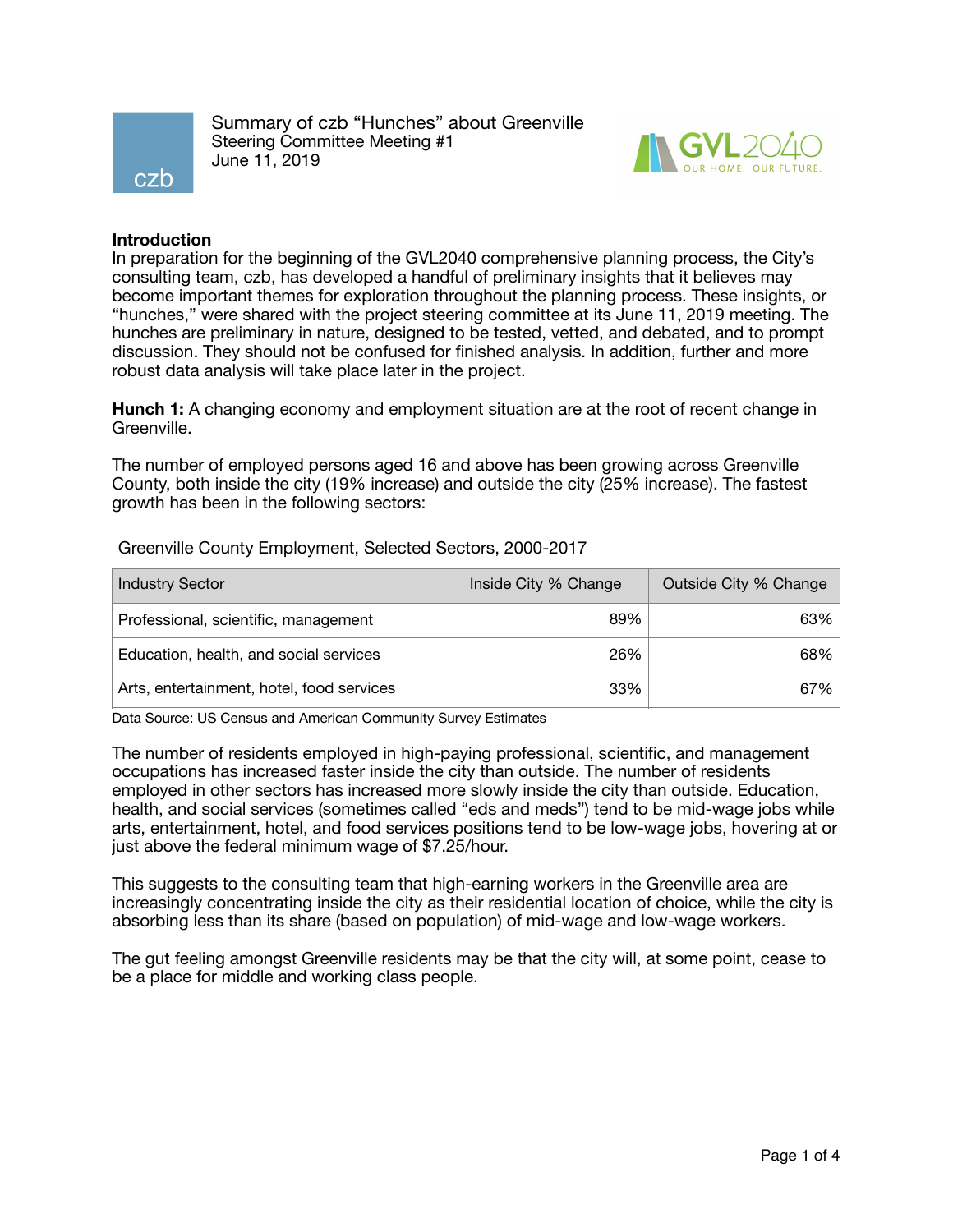# Summary of czb "Hunches" about Greenville

Steering Committee Meeting #1
June 11, 2019

## Introduction

In preparation for the beginning of the GVL2040 comprehensive planning process, the City's consulting team, czb, has developed a handful of preliminary insights that it believes may become important themes for exploration throughout the planning process. These insights, or "hunches," were shared with the project steering committee at its June 11, 2019 meeting. The hunches are preliminary in nature, designed to be tested, vetted, and debated, and to prompt discussion. They should not be confused for finished analysis. In addition, further and more robust data analysis will take place later in the project.

**Hunch 1:** A changing economy and employment situation are at the root of recent change in Greenville.

The number of employed persons aged 16 and above has been growing across Greenville County, both inside the city (19% increase) and outside the city (25% increase). The fastest growth has been in the following sectors:

Greenville County Employment, Selected Sectors, 2000-2017

| Industry Sector | Inside City % Change | Outside City % Change |
|---|---|---|
| Professional, scientific, management | 89% | 63% |
| Education, health, and social services | 26% | 68% |
| Arts, entertainment, hotel, food services | 33% | 67% |

Data Source: US Census and American Community Survey Estimates

The number of residents employed in high-paying professional, scientific, and management occupations has increased faster inside the city than outside. The number of residents employed in other sectors has increased more slowly inside the city than outside. Education, health, and social services (sometimes called "eds and meds") tend to be mid-wage jobs while arts, entertainment, hotel, and food services positions tend to be low-wage jobs, hovering at or just above the federal minimum wage of $7.25/hour.

This suggests to the consulting team that high-earning workers in the Greenville area are increasingly concentrating inside the city as their residential location of choice, while the city is absorbing less than its share (based on population) of mid-wage and low-wage workers.

The gut feeling amongst Greenville residents may be that the city will, at some point, cease to be a place for middle and working class people.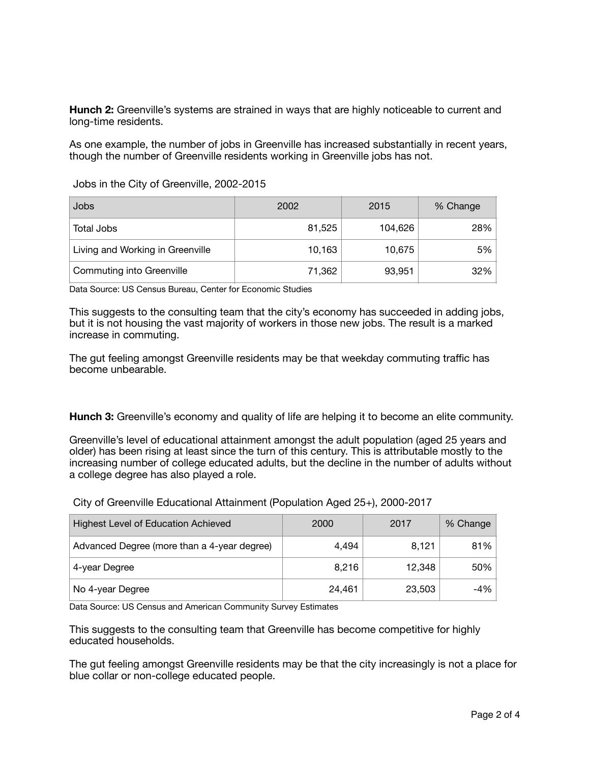**Hunch 2:** Greenville's systems are strained in ways that are highly noticeable to current and long-time residents.

As one example, the number of jobs in Greenville has increased substantially in recent years, though the number of Greenville residents working in Greenville jobs has not.

Jobs in the City of Greenville, 2002-2015

| Jobs | 2002 | 2015 | % Change |
|---|---|---|---|
| Total Jobs | 81,525 | 104,626 | 28% |
| Living and Working in Greenville | 10,163 | 10,675 | 5% |
| Commuting into Greenville | 71,362 | 93,951 | 32% |

Data Source: US Census Bureau, Center for Economic Studies

This suggests to the consulting team that the city's economy has succeeded in adding jobs, but it is not housing the vast majority of workers in those new jobs. The result is a marked increase in commuting.

The gut feeling amongst Greenville residents may be that weekday commuting traffic has become unbearable.

**Hunch 3:** Greenville's economy and quality of life are helping it to become an elite community.

Greenville's level of educational attainment amongst the adult population (aged 25 years and older) has been rising at least since the turn of this century. This is attributable mostly to the increasing number of college educated adults, but the decline in the number of adults without a college degree has also played a role.

City of Greenville Educational Attainment (Population Aged 25+), 2000-2017

| Highest Level of Education Achieved | 2000 | 2017 | % Change |
|---|---|---|---|
| Advanced Degree (more than a 4-year degree) | 4,494 | 8,121 | 81% |
| 4-year Degree | 8,216 | 12,348 | 50% |
| No 4-year Degree | 24,461 | 23,503 | -4% |

Data Source: US Census and American Community Survey Estimates

This suggests to the consulting team that Greenville has become competitive for highly educated households.

The gut feeling amongst Greenville residents may be that the city increasingly is not a place for blue collar or non-college educated people.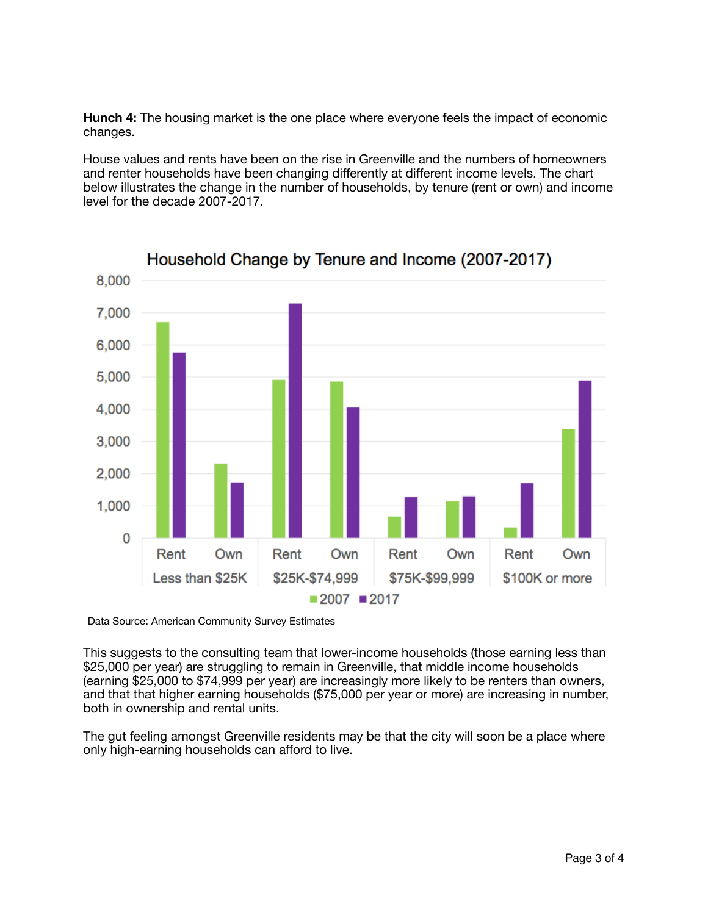**Hunch 4:** The housing market is the one place where everyone feels the impact of economic changes.

House values and rents have been on the rise in Greenville and the numbers of homeowners and renter households have been changing differently at different income levels. The chart below illustrates the change in the number of households, by tenure (rent or own) and income level for the decade 2007-2017.

Data Source: American Community Survey Estimates

This suggests to the consulting team that lower-income households (those earning less than $25,000 per year) are struggling to remain in Greenville, that middle income households (earning $25,000 to $74,999 per year) are increasingly more likely to be renters than owners, and that that higher earning households ($75,000 per year or more) are increasing in number, both in ownership and rental units.

The gut feeling amongst Greenville residents may be that the city will soon be a place where only high-earning households can afford to live.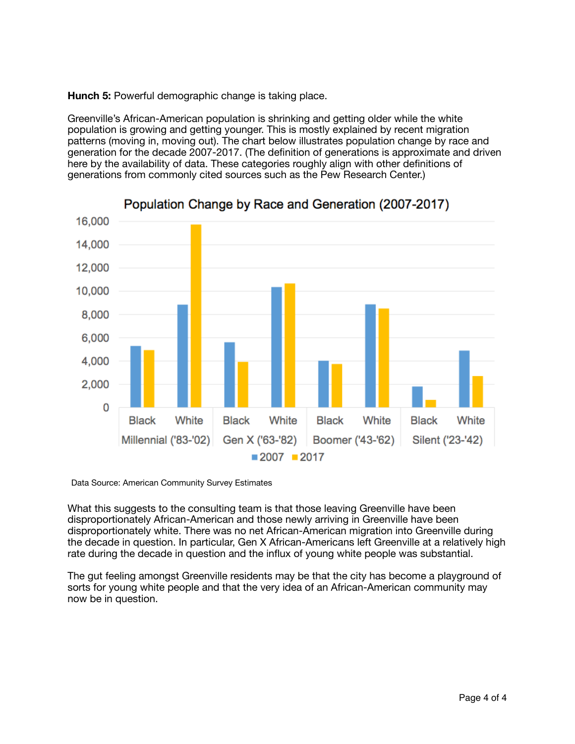**Hunch 5:** Powerful demographic change is taking place.

Greenville's African-American population is shrinking and getting older while the white population is growing and getting younger. This is mostly explained by recent migration patterns (moving in, moving out). The chart below illustrates population change by race and generation for the decade 2007-2017. (The definition of generations is approximate and driven here by the availability of data. These categories roughly align with other definitions of generations from commonly cited sources such as the Pew Research Center.)

Population Change by Race and Generation (2007-2017)

16,000
14,000
12,000
10,000
8,000
6,000
4,000
2,000
0

Black White Black White Black White Black White

Millennial ('83-'02) Gen X ('63-'82) Boomer ('43-'62) Silent ('23-'42)

2007 2017

Data Source: American Community Survey Estimates

What this suggests to the consulting team is that those leaving Greenville have been disproportionately African-American and those newly arriving in Greenville have been disproportionately white. There was no net African-American migration into Greenville during the decade in question. In particular, Gen X African-Americans left Greenville at a relatively high rate during the decade in question and the influx of young white people was substantial.

The gut feeling amongst Greenville residents may be that the city has become a playground of sorts for young white people and that the very idea of an African-American community may now be in question.